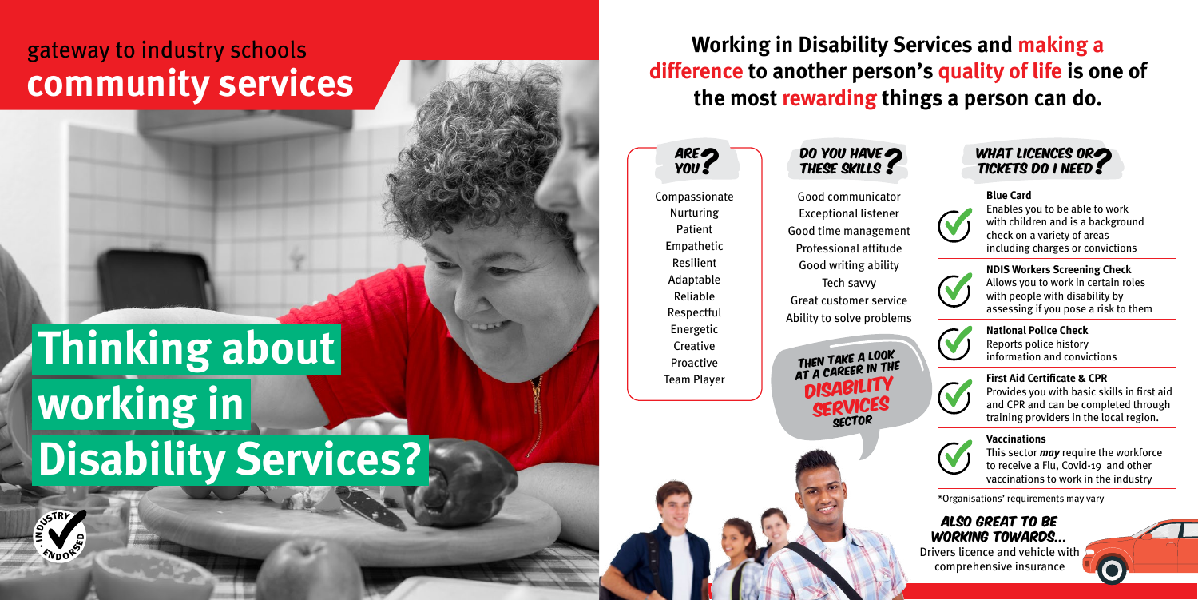gateway to industry schools

# community services

# Thinking about working in Disability Services?

INDUSTRY ENDORSED

## Working in Disability Services and making a difference to another person's quality of life is one of the most rewarding things a person can do.

### ARE YOU?

Compassionate
Nurturing
Patient
Empathetic
Resilient
Adaptable
Reliable
Respectful
Energetic
Creative
Proactive
Team Player

### DO YOU HAVE THESE SKILLS?

Good communicator
Exceptional listener
Good time management
Professional attitude
Good writing ability
Tech savvy
Great customer service
Ability to solve problems

THEN TAKE A LOOK AT A CAREER IN THE DISABILITY SERVICES SECTOR

### WHAT LICENCES OR TICKETS DO I NEED?

**Blue Card**
Enables you to be able to work with children and is a background check on a variety of areas including charges or convictions

**NDIS Workers Screening Check**
Allows you to work in certain roles with people with disability by assessing if you pose a risk to them

**National Police Check**
Reports police history information and convictions

**First Aid Certificate & CPR**
Provides you with basic skills in first aid and CPR and can be completed through training providers in the local region.

**Vaccinations**
This sector ***may*** require the workforce to receive a Flu, Covid-19 and other vaccinations to work in the industry

*Organisations' requirements may vary

### ALSO GREAT TO BE WORKING TOWARDS...

Drivers licence and vehicle with comprehensive insurance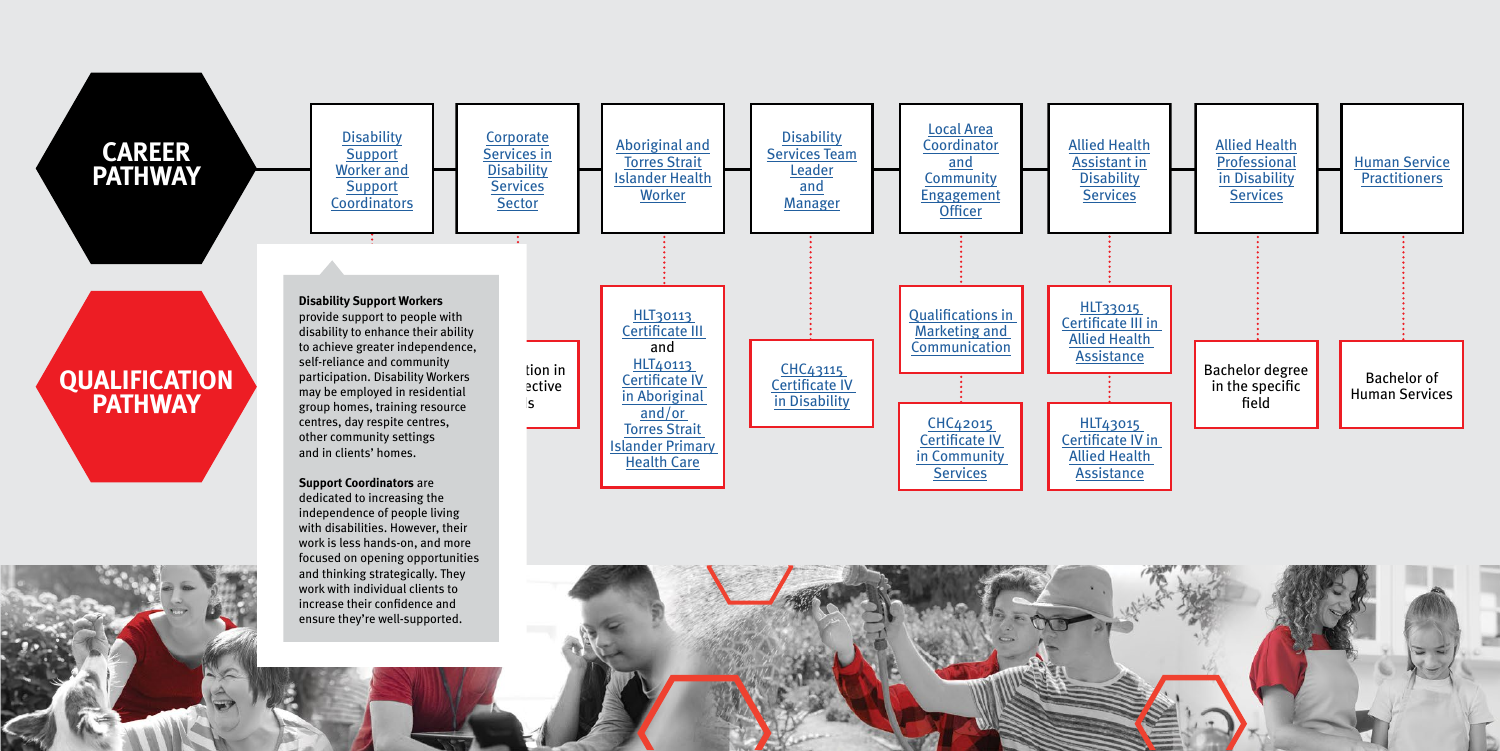# CAREER PATHWAY

- Disability Support Worker and Support Coordinators
- Corporate Services in Disability Services Sector
- Aboriginal and Torres Strait Islander Health Worker
- Disability Services Team Leader and Manager
- Local Area Coordinator and Community Engagement Officer
- Allied Health Assistant in Disability Services
- Allied Health Professional in Disability Services
- Human Service Practitioners

# QUALIFICATION PATHWAY

**Disability Support Workers** provide support to people with disability to enhance their ability to achieve greater independence, self-reliance and community participation. Disability Workers may be employed in residential group homes, training resource centres, day respite centres, other community settings and in clients' homes.

**Support Coordinators** are dedicated to increasing the independence of people living with disabilities. However, their work is less hands-on, and more focused on opening opportunities and thinking strategically. They work with individual clients to increase their confidence and ensure they're well-supported.

tion in
ective
s

- HLT30113 Certificate III and HLT40113 Certificate IV in Aboriginal and/or Torres Strait Islander Primary Health Care
- CHC43115 Certificate IV in Disability
- Qualifications in Marketing and Communication
- CHC42015 Certificate IV in Community Services
- HLT33015 Certificate III in Allied Health Assistance
- HLT43015 Certificate IV in Allied Health Assistance
- Bachelor degree in the specific field
- Bachelor of Human Services